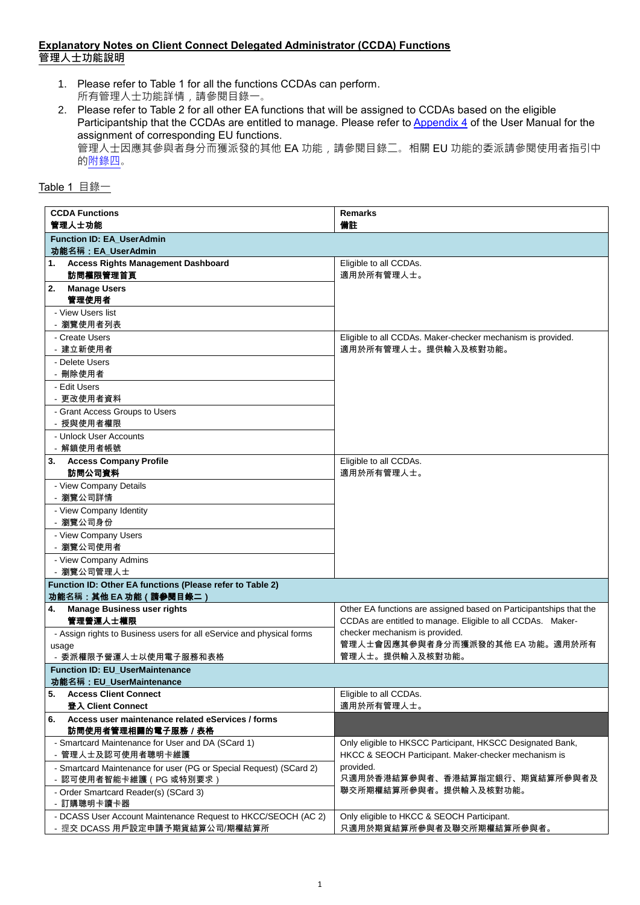## Explanatory Notes on Client Connect Delegated Administrator (CCDA) Functions
## 管理人士功能說明

1. Please refer to Table 1 for all the functions CCDAs can perform.
   所有管理人士功能詳情，請參閱目錄一。
2. Please refer to Table 2 for all other EA functions that will be assigned to CCDAs based on the eligible Participantship that the CCDAs are entitled to manage. Please refer to Appendix 4 of the User Manual for the assignment of corresponding EU functions.
   管理人士因應其參與者身分而獲派發的其他 EA 功能，請參閱目錄二。相關 EU 功能的委派請參閱使用者指引中的附錄四。

Table 1 目錄一

| CCDA Functions<br>管理人士功能 | Remarks<br>備註 |
|---|---|
| **Function ID: EA_UserAdmin**<br>**功能名稱：EA_UserAdmin** | |
| **1. Access Rights Management Dashboard**<br>**訪問權限管理首頁** | Eligible to all CCDAs.<br>適用於所有管理人士。 |
| **2. Manage Users**<br>**管理使用者** | |
| - View Users list<br>- 瀏覽使用者列表 | |
| - Create Users<br>- 建立新使用者 | Eligible to all CCDAs. Maker-checker mechanism is provided.<br>適用於所有管理人士。提供輸入及核對功能。 |
| - Delete Users<br>- 刪除使用者 | |
| - Edit Users<br>- 更改使用者資料 | |
| - Grant Access Groups to Users<br>- 授與使用者權限 | |
| - Unlock User Accounts<br>- 解鎖使用者帳號 | |
| **3. Access Company Profile**<br>**訪問公司資料** | Eligible to all CCDAs.<br>適用於所有管理人士。 |
| - View Company Details<br>- 瀏覽公司詳情 | |
| - View Company Identity<br>- 瀏覽公司身份 | |
| - View Company Users<br>- 瀏覽公司使用者 | |
| - View Company Admins<br>- 瀏覽公司管理人士 | |
| **Function ID: Other EA functions (Please refer to Table 2)**<br>**功能名稱：其他 EA 功能（請參閱目錄二）** | |
| **4. Manage Business user rights**<br>**管理營運人士權限** | Other EA functions are assigned based on Participantships that the CCDAs are entitled to manage. Eligible to all CCDAs. Maker-checker mechanism is provided.<br>管理人士會因應其參與者身分而獲派發的其他 EA 功能。適用於所有管理人士。提供輸入及核對功能。 |
| - Assign rights to Business users for all eService and physical forms usage<br>- 委派權限予營運人士以使用電子服務和表格 | |
| **Function ID: EU_UserMaintenance**<br>**功能名稱：EU_UserMaintenance** | |
| **5. Access Client Connect**<br>**登入 Client Connect** | Eligible to all CCDAs.<br>適用於所有管理人士。 |
| **6. Access user maintenance related eServices / forms**<br>**訪問使用者管理相關的電子服務 / 表格** | |
| - Smartcard Maintenance for User and DA (SCard 1)<br>- 管理人士及認可使用者聰明卡維護 | Only eligible to HKSCC Participant, HKSCC Designated Bank, HKCC & SEOCH Participant. Maker-checker mechanism is provided.<br>只適用於香港結算參與者、香港結算指定銀行、期貨結算所參與者及聯交所期權結算所參與者。提供輸入及核對功能。 |
| - Smartcard Maintenance for user (PG or Special Request) (SCard 2)<br>- 認可使用者智能卡維護（PG 或特別要求） | |
| - Order Smartcard Reader(s) (SCard 3)<br>- 訂購聰明卡讀卡器 | |
| - DCASS User Account Maintenance Request to HKCC/SEOCH (AC 2)<br>- 提交 DCASS 用戶設定申請予期貨結算公司/期權結算所 | Only eligible to HKCC & SEOCH Participant.<br>只適用於期貨結算所參與者及聯交所期權結算所參與者。 |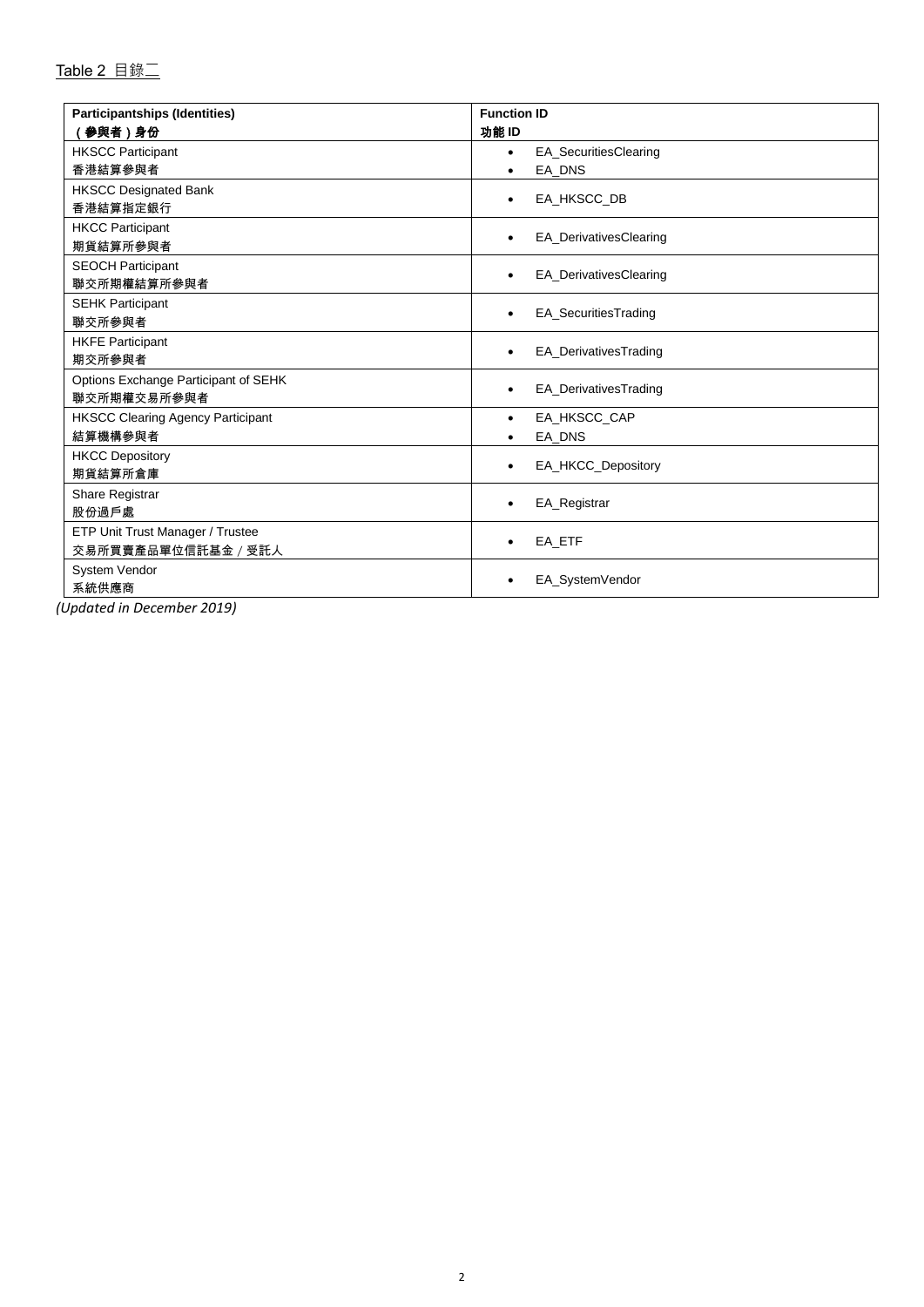Table 2 目錄二

| **Participantships (Identities)**<br>**（參與者）身份** | **Function ID**<br>**功能 ID** |
|---|---|
| HKSCC Participant<br>香港結算參與者 | • EA_SecuritiesClearing<br>• EA_DNS |
| HKSCC Designated Bank<br>香港結算指定銀行 | • EA_HKSCC_DB |
| HKCC Participant<br>期貨結算所參與者 | • EA_DerivativesClearing |
| SEOCH Participant<br>聯交所期權結算所參與者 | • EA_DerivativesClearing |
| SEHK Participant<br>聯交所參與者 | • EA_SecuritiesTrading |
| HKFE Participant<br>期交所參與者 | • EA_DerivativesTrading |
| Options Exchange Participant of SEHK<br>聯交所期權交易所參與者 | • EA_DerivativesTrading |
| HKSCC Clearing Agency Participant<br>結算機構參與者 | • EA_HKSCC_CAP<br>• EA_DNS |
| HKCC Depository<br>期貨結算所倉庫 | • EA_HKCC_Depository |
| Share Registrar<br>股份過戶處 | • EA_Registrar |
| ETP Unit Trust Manager / Trustee<br>交易所買賣產品單位信託基金 / 受託人 | • EA_ETF |
| System Vendor<br>系統供應商 | • EA_SystemVendor |

*(Updated in December 2019)*